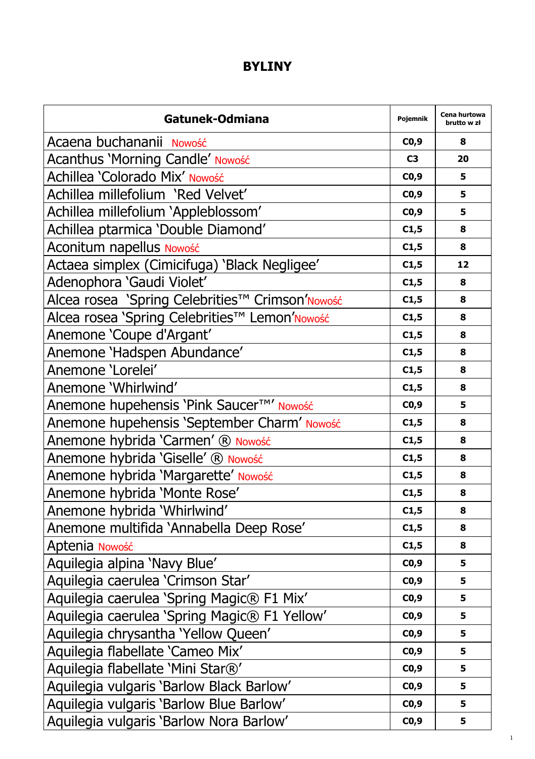# BYLINY

| Gatunek-Odmiana | Pojemnik | Cena hurtowa brutto w zł |
|---|---|---|
| Acaena buchananii Nowość | C0,9 | 8 |
| Acanthus 'Morning Candle' Nowość | C3 | 20 |
| Achillea 'Colorado Mix' Nowość | C0,9 | 5 |
| Achillea millefolium 'Red Velvet' | C0,9 | 5 |
| Achillea millefolium 'Appleblossom' | C0,9 | 5 |
| Achillea ptarmica 'Double Diamond' | C1,5 | 8 |
| Aconitum napellus Nowość | C1,5 | 8 |
| Actaea simplex (Cimicifuga) 'Black Negligee' | C1,5 | 12 |
| Adenophora 'Gaudi Violet' | C1,5 | 8 |
| Alcea rosea 'Spring Celebrities™ Crimson' Nowość | C1,5 | 8 |
| Alcea rosea 'Spring Celebrities™ Lemon' Nowość | C1,5 | 8 |
| Anemone 'Coupe d'Argant' | C1,5 | 8 |
| Anemone 'Hadspen Abundance' | C1,5 | 8 |
| Anemone 'Lorelei' | C1,5 | 8 |
| Anemone 'Whirlwind' | C1,5 | 8 |
| Anemone hupehensis 'Pink Saucer™' Nowość | C0,9 | 5 |
| Anemone hupehensis 'September Charm' Nowość | C1,5 | 8 |
| Anemone hybrida 'Carmen' ® Nowość | C1,5 | 8 |
| Anemone hybrida 'Giselle' ® Nowość | C1,5 | 8 |
| Anemone hybrida 'Margarette' Nowość | C1,5 | 8 |
| Anemone hybrida 'Monte Rose' | C1,5 | 8 |
| Anemone hybrida 'Whirlwind' | C1,5 | 8 |
| Anemone multifida 'Annabella Deep Rose' | C1,5 | 8 |
| Aptenia Nowość | C1,5 | 8 |
| Aquilegia alpina 'Navy Blue' | C0,9 | 5 |
| Aquilegia caerulea 'Crimson Star' | C0,9 | 5 |
| Aquilegia caerulea 'Spring Magic® F1 Mix' | C0,9 | 5 |
| Aquilegia caerulea 'Spring Magic® F1 Yellow' | C0,9 | 5 |
| Aquilegia chrysantha 'Yellow Queen' | C0,9 | 5 |
| Aquilegia flabellate 'Cameo Mix' | C0,9 | 5 |
| Aquilegia flabellate 'Mini Star®' | C0,9 | 5 |
| Aquilegia vulgaris 'Barlow Black Barlow' | C0,9 | 5 |
| Aquilegia vulgaris 'Barlow Blue Barlow' | C0,9 | 5 |
| Aquilegia vulgaris 'Barlow Nora Barlow' | C0,9 | 5 |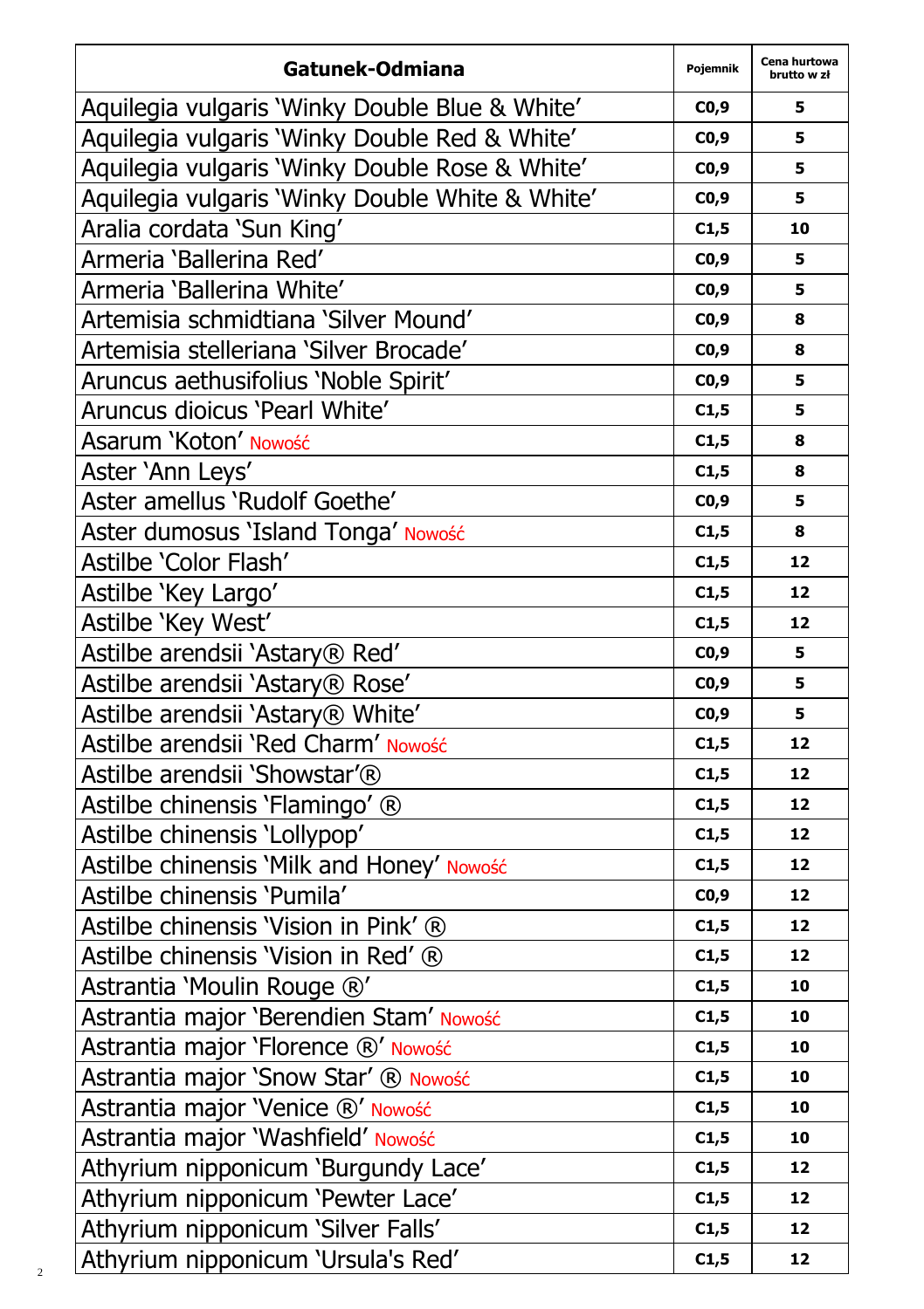| Gatunek-Odmiana | Pojemnik | Cena hurtowa brutto w zł |
|---|---|---|
| Aquilegia vulgaris 'Winky Double Blue & White' | C0,9 | 5 |
| Aquilegia vulgaris 'Winky Double Red & White' | C0,9 | 5 |
| Aquilegia vulgaris 'Winky Double Rose & White' | C0,9 | 5 |
| Aquilegia vulgaris 'Winky Double White & White' | C0,9 | 5 |
| Aralia cordata 'Sun King' | C1,5 | 10 |
| Armeria 'Ballerina Red' | C0,9 | 5 |
| Armeria 'Ballerina White' | C0,9 | 5 |
| Artemisia schmidtiana 'Silver Mound' | C0,9 | 8 |
| Artemisia stelleriana 'Silver Brocade' | C0,9 | 8 |
| Aruncus aethusifolius 'Noble Spirit' | C0,9 | 5 |
| Aruncus dioicus 'Pearl White' | C1,5 | 5 |
| Asarum 'Koton' Nowość | C1,5 | 8 |
| Aster 'Ann Leys' | C1,5 | 8 |
| Aster amellus 'Rudolf Goethe' | C0,9 | 5 |
| Aster dumosus 'Island Tonga' Nowość | C1,5 | 8 |
| Astilbe 'Color Flash' | C1,5 | 12 |
| Astilbe 'Key Largo' | C1,5 | 12 |
| Astilbe 'Key West' | C1,5 | 12 |
| Astilbe arendsii 'Astary® Red' | C0,9 | 5 |
| Astilbe arendsii 'Astary® Rose' | C0,9 | 5 |
| Astilbe arendsii 'Astary® White' | C0,9 | 5 |
| Astilbe arendsii 'Red Charm' Nowość | C1,5 | 12 |
| Astilbe arendsii 'Showstar'® | C1,5 | 12 |
| Astilbe chinensis 'Flamingo' ® | C1,5 | 12 |
| Astilbe chinensis 'Lollypop' | C1,5 | 12 |
| Astilbe chinensis 'Milk and Honey' Nowość | C1,5 | 12 |
| Astilbe chinensis 'Pumila' | C0,9 | 12 |
| Astilbe chinensis 'Vision in Pink' ® | C1,5 | 12 |
| Astilbe chinensis 'Vision in Red' ® | C1,5 | 12 |
| Astrantia 'Moulin Rouge ®' | C1,5 | 10 |
| Astrantia major 'Berendien Stam' Nowość | C1,5 | 10 |
| Astrantia major 'Florence ®' Nowość | C1,5 | 10 |
| Astrantia major 'Snow Star' ® Nowość | C1,5 | 10 |
| Astrantia major 'Venice ®' Nowość | C1,5 | 10 |
| Astrantia major 'Washfield' Nowość | C1,5 | 10 |
| Athyrium nipponicum 'Burgundy Lace' | C1,5 | 12 |
| Athyrium nipponicum 'Pewter Lace' | C1,5 | 12 |
| Athyrium nipponicum 'Silver Falls' | C1,5 | 12 |
| Athyrium nipponicum 'Ursula's Red' | C1,5 | 12 |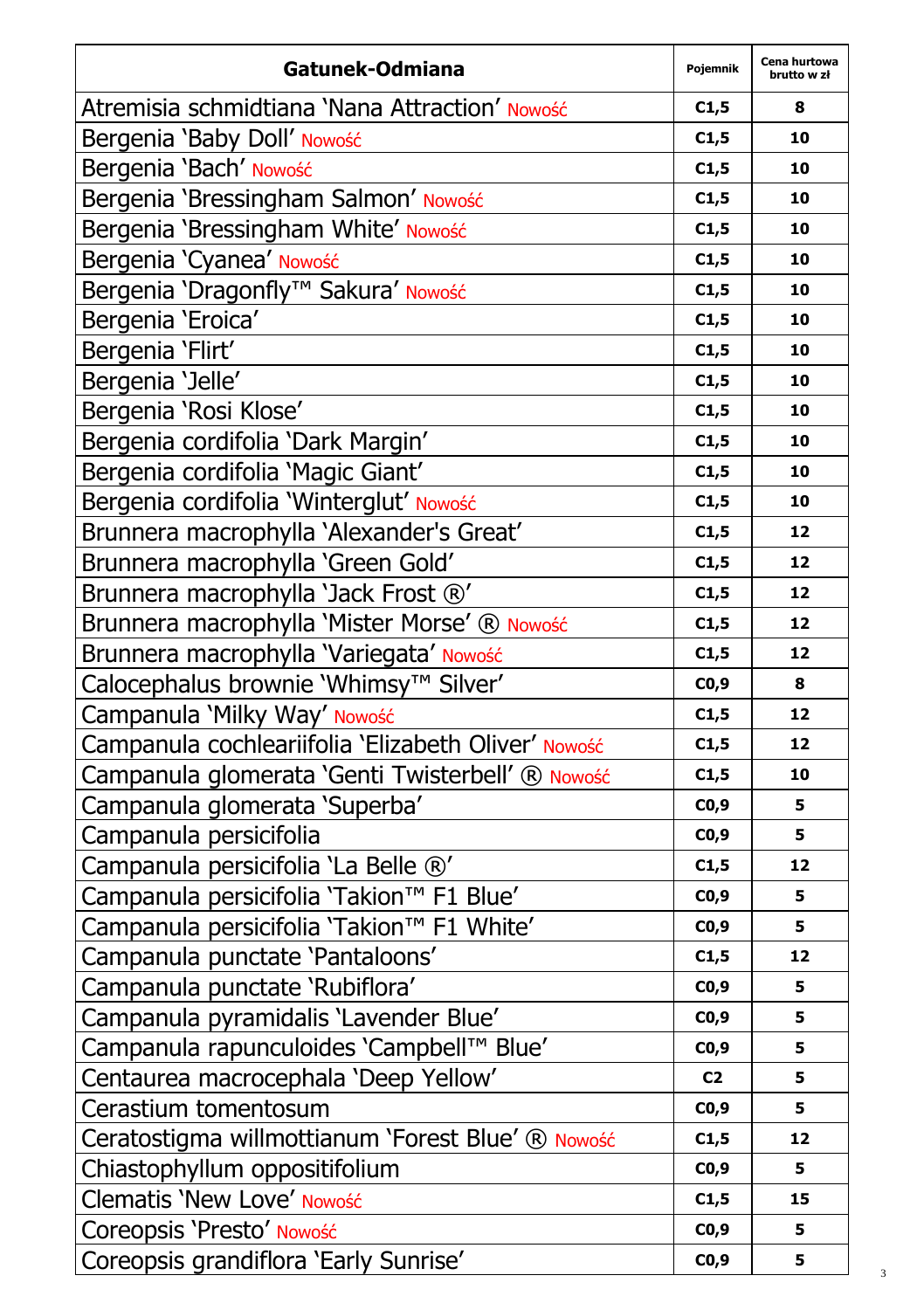| Gatunek-Odmiana | Pojemnik | Cena hurtowa brutto w zł |
|---|---|---|
| Atremisia schmidtiana 'Nana Attraction' Nowość | C1,5 | 8 |
| Bergenia 'Baby Doll' Nowość | C1,5 | 10 |
| Bergenia 'Bach' Nowość | C1,5 | 10 |
| Bergenia 'Bressingham Salmon' Nowość | C1,5 | 10 |
| Bergenia 'Bressingham White' Nowość | C1,5 | 10 |
| Bergenia 'Cyanea' Nowość | C1,5 | 10 |
| Bergenia 'Dragonfly™ Sakura' Nowość | C1,5 | 10 |
| Bergenia 'Eroica' | C1,5 | 10 |
| Bergenia 'Flirt' | C1,5 | 10 |
| Bergenia 'Jelle' | C1,5 | 10 |
| Bergenia 'Rosi Klose' | C1,5 | 10 |
| Bergenia cordifolia 'Dark Margin' | C1,5 | 10 |
| Bergenia cordifolia 'Magic Giant' | C1,5 | 10 |
| Bergenia cordifolia 'Winterglut' Nowość | C1,5 | 10 |
| Brunnera macrophylla 'Alexander's Great' | C1,5 | 12 |
| Brunnera macrophylla 'Green Gold' | C1,5 | 12 |
| Brunnera macrophylla 'Jack Frost ®' | C1,5 | 12 |
| Brunnera macrophylla 'Mister Morse' ® Nowość | C1,5 | 12 |
| Brunnera macrophylla 'Variegata' Nowość | C1,5 | 12 |
| Calocephalus brownie 'Whimsy™ Silver' | C0,9 | 8 |
| Campanula 'Milky Way' Nowość | C1,5 | 12 |
| Campanula cochleariifolia 'Elizabeth Oliver' Nowość | C1,5 | 12 |
| Campanula glomerata 'Genti Twisterbell' ® Nowość | C1,5 | 10 |
| Campanula glomerata 'Superba' | C0,9 | 5 |
| Campanula persicifolia | C0,9 | 5 |
| Campanula persicifolia 'La Belle ®' | C1,5 | 12 |
| Campanula persicifolia 'Takion™ F1 Blue' | C0,9 | 5 |
| Campanula persicifolia 'Takion™ F1 White' | C0,9 | 5 |
| Campanula punctate 'Pantaloons' | C1,5 | 12 |
| Campanula punctate 'Rubiflora' | C0,9 | 5 |
| Campanula pyramidalis 'Lavender Blue' | C0,9 | 5 |
| Campanula rapunculoides 'Campbell™ Blue' | C0,9 | 5 |
| Centaurea macrocephala 'Deep Yellow' | C2 | 5 |
| Cerastium tomentosum | C0,9 | 5 |
| Ceratostigma willmottianum 'Forest Blue' ® Nowość | C1,5 | 12 |
| Chiastophyllum oppositifolium | C0,9 | 5 |
| Clematis 'New Love' Nowość | C1,5 | 15 |
| Coreopsis 'Presto' Nowość | C0,9 | 5 |
| Coreopsis grandiflora 'Early Sunrise' | C0,9 | 5 |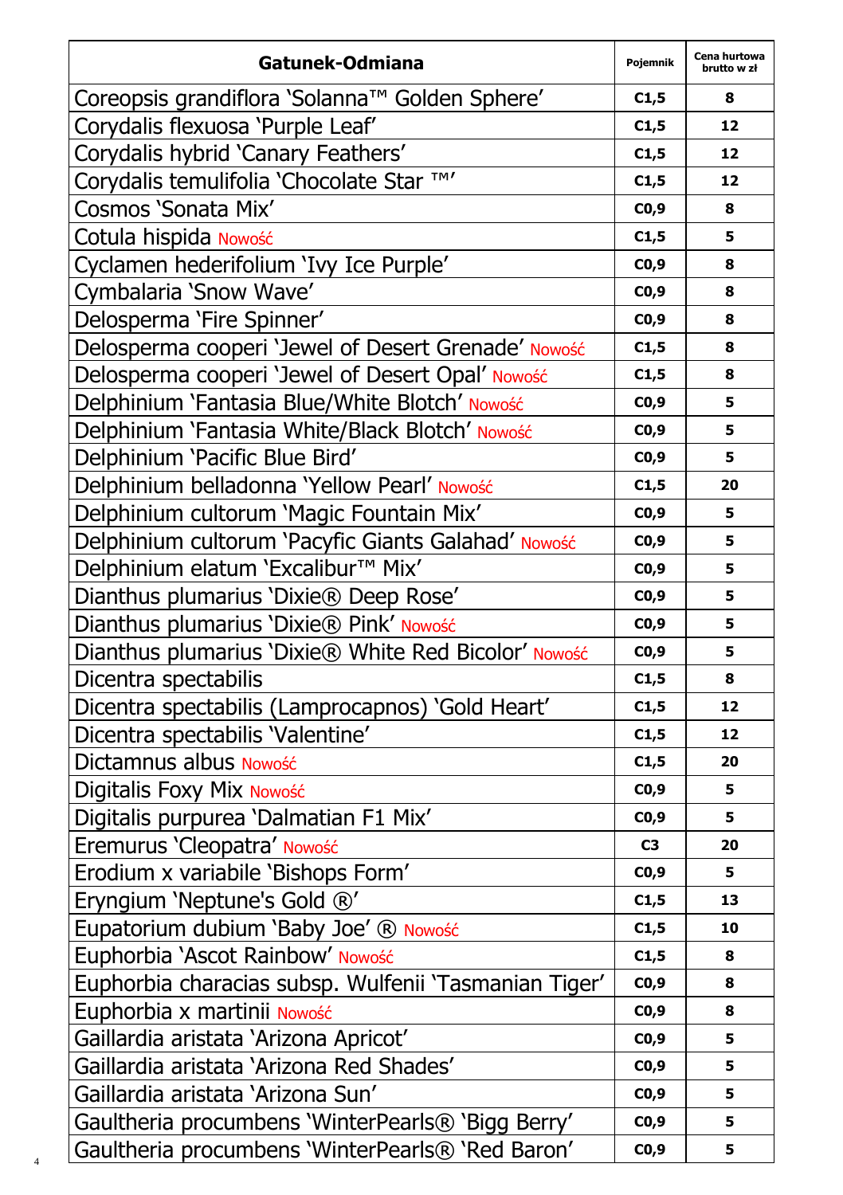| Gatunek-Odmiana | Pojemnik | Cena hurtowa brutto w zł |
|---|---|---|
| Coreopsis grandiflora 'Solanna™ Golden Sphere' | C1,5 | 8 |
| Corydalis flexuosa 'Purple Leaf' | C1,5 | 12 |
| Corydalis hybrid 'Canary Feathers' | C1,5 | 12 |
| Corydalis temulifolia 'Chocolate Star ™' | C1,5 | 12 |
| Cosmos 'Sonata Mix' | C0,9 | 8 |
| Cotula hispida Nowość | C1,5 | 5 |
| Cyclamen hederifolium 'Ivy Ice Purple' | C0,9 | 8 |
| Cymbalaria 'Snow Wave' | C0,9 | 8 |
| Delosperma 'Fire Spinner' | C0,9 | 8 |
| Delosperma cooperi 'Jewel of Desert Grenade' Nowość | C1,5 | 8 |
| Delosperma cooperi 'Jewel of Desert Opal' Nowość | C1,5 | 8 |
| Delphinium 'Fantasia Blue/White Blotch' Nowość | C0,9 | 5 |
| Delphinium 'Fantasia White/Black Blotch' Nowość | C0,9 | 5 |
| Delphinium 'Pacific Blue Bird' | C0,9 | 5 |
| Delphinium belladonna 'Yellow Pearl' Nowość | C1,5 | 20 |
| Delphinium cultorum 'Magic Fountain Mix' | C0,9 | 5 |
| Delphinium cultorum 'Pacyfic Giants Galahad' Nowość | C0,9 | 5 |
| Delphinium elatum 'Excalibur™ Mix' | C0,9 | 5 |
| Dianthus plumarius 'Dixie® Deep Rose' | C0,9 | 5 |
| Dianthus plumarius 'Dixie® Pink' Nowość | C0,9 | 5 |
| Dianthus plumarius 'Dixie® White Red Bicolor' Nowość | C0,9 | 5 |
| Dicentra spectabilis | C1,5 | 8 |
| Dicentra spectabilis (Lamprocapnos) 'Gold Heart' | C1,5 | 12 |
| Dicentra spectabilis 'Valentine' | C1,5 | 12 |
| Dictamnus albus Nowość | C1,5 | 20 |
| Digitalis Foxy Mix Nowość | C0,9 | 5 |
| Digitalis purpurea 'Dalmatian F1 Mix' | C0,9 | 5 |
| Eremurus 'Cleopatra' Nowość | C3 | 20 |
| Erodium x variabile 'Bishops Form' | C0,9 | 5 |
| Eryngium 'Neptune's Gold ®' | C1,5 | 13 |
| Eupatorium dubium 'Baby Joe' ® Nowość | C1,5 | 10 |
| Euphorbia 'Ascot Rainbow' Nowość | C1,5 | 8 |
| Euphorbia characias subsp. Wulfenii 'Tasmanian Tiger' | C0,9 | 8 |
| Euphorbia x martinii Nowość | C0,9 | 8 |
| Gaillardia aristata 'Arizona Apricot' | C0,9 | 5 |
| Gaillardia aristata 'Arizona Red Shades' | C0,9 | 5 |
| Gaillardia aristata 'Arizona Sun' | C0,9 | 5 |
| Gaultheria procumbens 'WinterPearls® 'Bigg Berry' | C0,9 | 5 |
| Gaultheria procumbens 'WinterPearls® 'Red Baron' | C0,9 | 5 |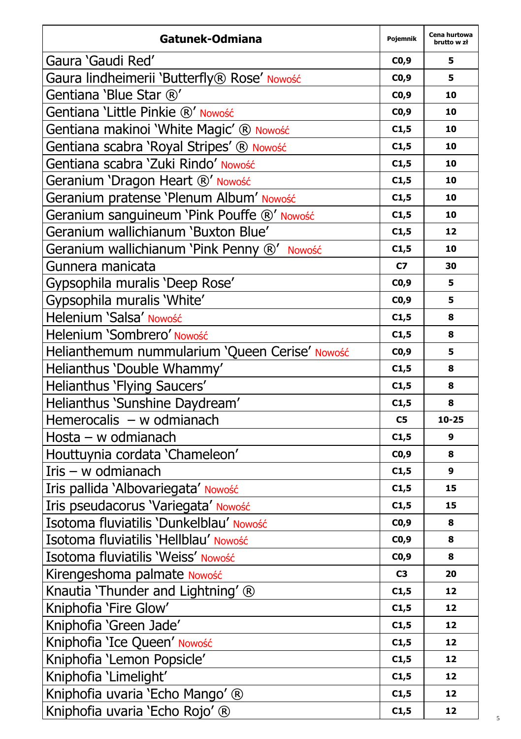| Gatunek-Odmiana | Pojemnik | Cena hurtowa brutto w zł |
|---|---|---|
| Gaura 'Gaudi Red' | C0,9 | 5 |
| Gaura lindheimerii 'Butterfly® Rose' Nowość | C0,9 | 5 |
| Gentiana 'Blue Star ®' | C0,9 | 10 |
| Gentiana 'Little Pinkie ®' Nowość | C0,9 | 10 |
| Gentiana makinoi 'White Magic' ® Nowość | C1,5 | 10 |
| Gentiana scabra 'Royal Stripes' ® Nowość | C1,5 | 10 |
| Gentiana scabra 'Zuki Rindo' Nowość | C1,5 | 10 |
| Geranium 'Dragon Heart ®' Nowość | C1,5 | 10 |
| Geranium pratense 'Plenum Album' Nowość | C1,5 | 10 |
| Geranium sanguineum 'Pink Pouffe ®' Nowość | C1,5 | 10 |
| Geranium wallichianum 'Buxton Blue' | C1,5 | 12 |
| Geranium wallichianum 'Pink Penny ®' Nowość | C1,5 | 10 |
| Gunnera manicata | C7 | 30 |
| Gypsophila muralis 'Deep Rose' | C0,9 | 5 |
| Gypsophila muralis 'White' | C0,9 | 5 |
| Helenium 'Salsa' Nowość | C1,5 | 8 |
| Helenium 'Sombrero' Nowość | C1,5 | 8 |
| Helianthemum nummularium 'Queen Cerise' Nowość | C0,9 | 5 |
| Helianthus 'Double Whammy' | C1,5 | 8 |
| Helianthus 'Flying Saucers' | C1,5 | 8 |
| Helianthus 'Sunshine Daydream' | C1,5 | 8 |
| Hemerocalis – w odmianach | C5 | 10-25 |
| Hosta – w odmianach | C1,5 | 9 |
| Houttuynia cordata 'Chameleon' | C0,9 | 8 |
| Iris – w odmianach | C1,5 | 9 |
| Iris pallida 'Albovariegata' Nowość | C1,5 | 15 |
| Iris pseudacorus 'Variegata' Nowość | C1,5 | 15 |
| Isotoma fluviatilis 'Dunkelblau' Nowość | C0,9 | 8 |
| Isotoma fluviatilis 'Hellblau' Nowość | C0,9 | 8 |
| Isotoma fluviatilis 'Weiss' Nowość | C0,9 | 8 |
| Kirengeshoma palmate Nowość | C3 | 20 |
| Knautia 'Thunder and Lightning' ® | C1,5 | 12 |
| Kniphofia 'Fire Glow' | C1,5 | 12 |
| Kniphofia 'Green Jade' | C1,5 | 12 |
| Kniphofia 'Ice Queen' Nowość | C1,5 | 12 |
| Kniphofia 'Lemon Popsicle' | C1,5 | 12 |
| Kniphofia 'Limelight' | C1,5 | 12 |
| Kniphofia uvaria 'Echo Mango' ® | C1,5 | 12 |
| Kniphofia uvaria 'Echo Rojo' ® | C1,5 | 12 |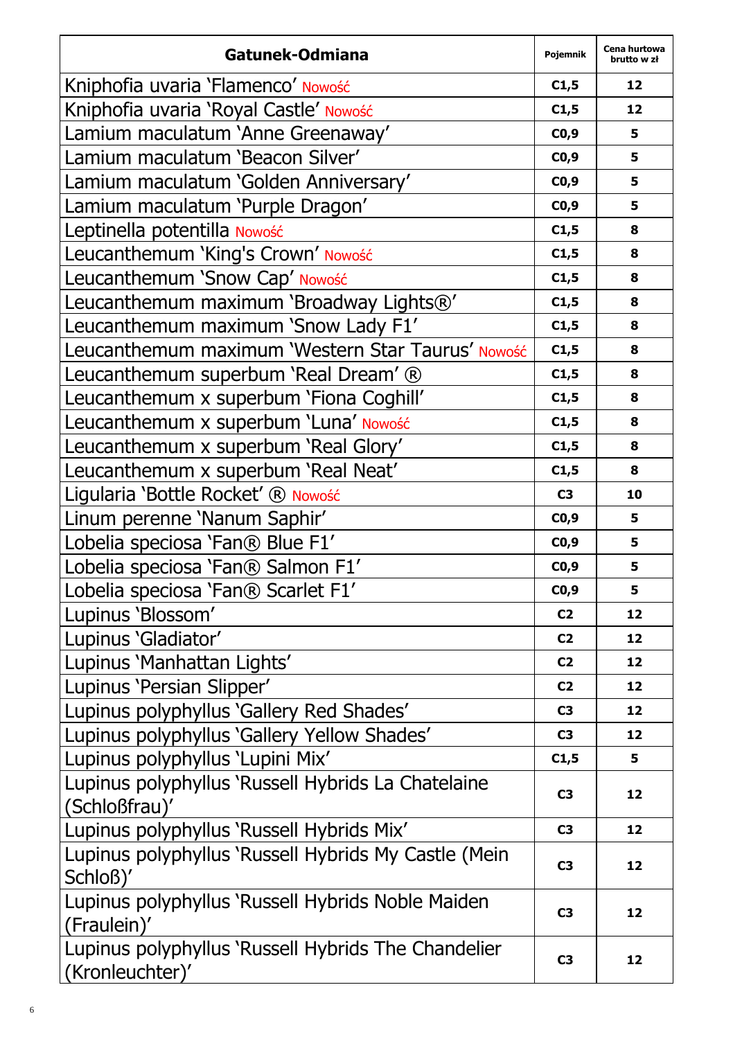| Gatunek-Odmiana | Pojemnik | Cena hurtowa brutto w zł |
|---|---|---|
| Kniphofia uvaria 'Flamenco' Nowość | C1,5 | 12 |
| Kniphofia uvaria 'Royal Castle' Nowość | C1,5 | 12 |
| Lamium maculatum 'Anne Greenaway' | C0,9 | 5 |
| Lamium maculatum 'Beacon Silver' | C0,9 | 5 |
| Lamium maculatum 'Golden Anniversary' | C0,9 | 5 |
| Lamium maculatum 'Purple Dragon' | C0,9 | 5 |
| Leptinella potentilla Nowość | C1,5 | 8 |
| Leucanthemum 'King's Crown' Nowość | C1,5 | 8 |
| Leucanthemum 'Snow Cap' Nowość | C1,5 | 8 |
| Leucanthemum maximum 'Broadway Lights®' | C1,5 | 8 |
| Leucanthemum maximum 'Snow Lady F1' | C1,5 | 8 |
| Leucanthemum maximum 'Western Star Taurus' Nowość | C1,5 | 8 |
| Leucanthemum superbum 'Real Dream' ® | C1,5 | 8 |
| Leucanthemum x superbum 'Fiona Coghill' | C1,5 | 8 |
| Leucanthemum x superbum 'Luna' Nowość | C1,5 | 8 |
| Leucanthemum x superbum 'Real Glory' | C1,5 | 8 |
| Leucanthemum x superbum 'Real Neat' | C1,5 | 8 |
| Ligularia 'Bottle Rocket' ® Nowość | C3 | 10 |
| Linum perenne 'Nanum Saphir' | C0,9 | 5 |
| Lobelia speciosa 'Fan® Blue F1' | C0,9 | 5 |
| Lobelia speciosa 'Fan® Salmon F1' | C0,9 | 5 |
| Lobelia speciosa 'Fan® Scarlet F1' | C0,9 | 5 |
| Lupinus 'Blossom' | C2 | 12 |
| Lupinus 'Gladiator' | C2 | 12 |
| Lupinus 'Manhattan Lights' | C2 | 12 |
| Lupinus 'Persian Slipper' | C2 | 12 |
| Lupinus polyphyllus 'Gallery Red Shades' | C3 | 12 |
| Lupinus polyphyllus 'Gallery Yellow Shades' | C3 | 12 |
| Lupinus polyphyllus 'Lupini Mix' | C1,5 | 5 |
| Lupinus polyphyllus 'Russell Hybrids La Chatelaine (Schloßfrau)' | C3 | 12 |
| Lupinus polyphyllus 'Russell Hybrids Mix' | C3 | 12 |
| Lupinus polyphyllus 'Russell Hybrids My Castle (Mein Schloß)' | C3 | 12 |
| Lupinus polyphyllus 'Russell Hybrids Noble Maiden (Fraulein)' | C3 | 12 |
| Lupinus polyphyllus 'Russell Hybrids The Chandelier (Kronleuchter)' | C3 | 12 |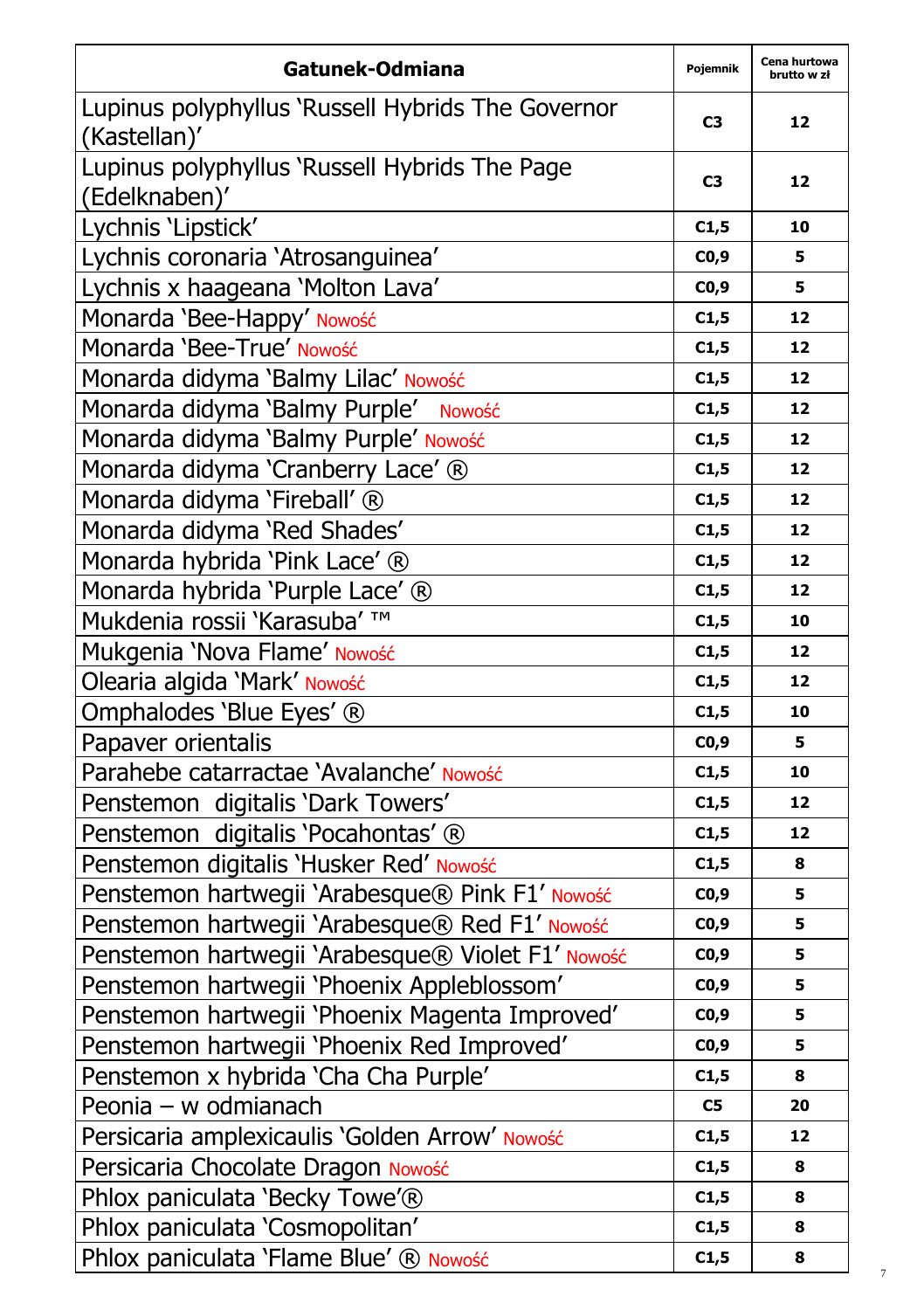| Gatunek-Odmiana | Pojemnik | Cena hurtowa brutto w zł |
|---|---|---|
| Lupinus polyphyllus 'Russell Hybrids The Governor (Kastellan)' | C3 | 12 |
| Lupinus polyphyllus 'Russell Hybrids The Page (Edelknaben)' | C3 | 12 |
| Lychnis 'Lipstick' | C1,5 | 10 |
| Lychnis coronaria 'Atrosanguinea' | C0,9 | 5 |
| Lychnis x haageana 'Molton Lava' | C0,9 | 5 |
| Monarda 'Bee-Happy' Nowość | C1,5 | 12 |
| Monarda 'Bee-True' Nowość | C1,5 | 12 |
| Monarda didyma 'Balmy Lilac' Nowość | C1,5 | 12 |
| Monarda didyma 'Balmy Purple' Nowość | C1,5 | 12 |
| Monarda didyma 'Balmy Purple' Nowość | C1,5 | 12 |
| Monarda didyma 'Cranberry Lace' ® | C1,5 | 12 |
| Monarda didyma 'Fireball' ® | C1,5 | 12 |
| Monarda didyma 'Red Shades' | C1,5 | 12 |
| Monarda hybrida 'Pink Lace' ® | C1,5 | 12 |
| Monarda hybrida 'Purple Lace' ® | C1,5 | 12 |
| Mukdenia rossii 'Karasuba' ™ | C1,5 | 10 |
| Mukgenia 'Nova Flame' Nowość | C1,5 | 12 |
| Olearia algida 'Mark' Nowość | C1,5 | 12 |
| Omphalodes 'Blue Eyes' ® | C1,5 | 10 |
| Papaver orientalis | C0,9 | 5 |
| Parahebe catarractae 'Avalanche' Nowość | C1,5 | 10 |
| Penstemon digitalis 'Dark Towers' | C1,5 | 12 |
| Penstemon digitalis 'Pocahontas' ® | C1,5 | 12 |
| Penstemon digitalis 'Husker Red' Nowość | C1,5 | 8 |
| Penstemon hartwegii 'Arabesque® Pink F1' Nowość | C0,9 | 5 |
| Penstemon hartwegii 'Arabesque® Red F1' Nowość | C0,9 | 5 |
| Penstemon hartwegii 'Arabesque® Violet F1' Nowość | C0,9 | 5 |
| Penstemon hartwegii 'Phoenix Appleblossom' | C0,9 | 5 |
| Penstemon hartwegii 'Phoenix Magenta Improved' | C0,9 | 5 |
| Penstemon hartwegii 'Phoenix Red Improved' | C0,9 | 5 |
| Penstemon x hybrida 'Cha Cha Purple' | C1,5 | 8 |
| Peonia – w odmianach | C5 | 20 |
| Persicaria amplexicaulis 'Golden Arrow' Nowość | C1,5 | 12 |
| Persicaria Chocolate Dragon Nowość | C1,5 | 8 |
| Phlox paniculata 'Becky Towe'® | C1,5 | 8 |
| Phlox paniculata 'Cosmopolitan' | C1,5 | 8 |
| Phlox paniculata 'Flame Blue' ® Nowość | C1,5 | 8 |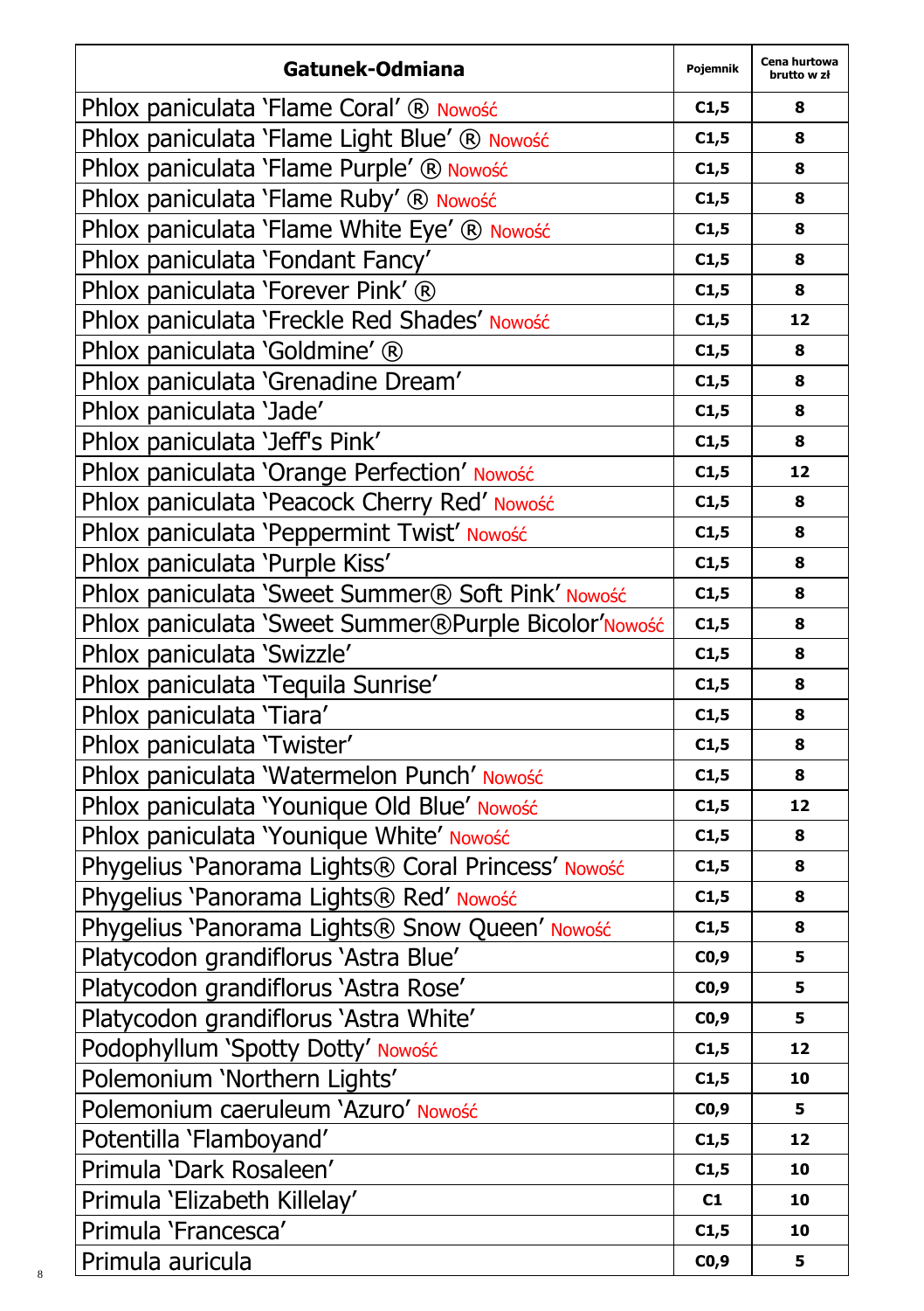| Gatunek-Odmiana | Pojemnik | Cena hurtowa brutto w zł |
|---|---|---|
| Phlox paniculata 'Flame Coral' ® Nowość | C1,5 | 8 |
| Phlox paniculata 'Flame Light Blue' ® Nowość | C1,5 | 8 |
| Phlox paniculata 'Flame Purple' ® Nowość | C1,5 | 8 |
| Phlox paniculata 'Flame Ruby' ® Nowość | C1,5 | 8 |
| Phlox paniculata 'Flame White Eye' ® Nowość | C1,5 | 8 |
| Phlox paniculata 'Fondant Fancy' | C1,5 | 8 |
| Phlox paniculata 'Forever Pink' ® | C1,5 | 8 |
| Phlox paniculata 'Freckle Red Shades' Nowość | C1,5 | 12 |
| Phlox paniculata 'Goldmine' ® | C1,5 | 8 |
| Phlox paniculata 'Grenadine Dream' | C1,5 | 8 |
| Phlox paniculata 'Jade' | C1,5 | 8 |
| Phlox paniculata 'Jeff's Pink' | C1,5 | 8 |
| Phlox paniculata 'Orange Perfection' Nowość | C1,5 | 12 |
| Phlox paniculata 'Peacock Cherry Red' Nowość | C1,5 | 8 |
| Phlox paniculata 'Peppermint Twist' Nowość | C1,5 | 8 |
| Phlox paniculata 'Purple Kiss' | C1,5 | 8 |
| Phlox paniculata 'Sweet Summer® Soft Pink' Nowość | C1,5 | 8 |
| Phlox paniculata 'Sweet Summer®Purple Bicolor'Nowość | C1,5 | 8 |
| Phlox paniculata 'Swizzle' | C1,5 | 8 |
| Phlox paniculata 'Tequila Sunrise' | C1,5 | 8 |
| Phlox paniculata 'Tiara' | C1,5 | 8 |
| Phlox paniculata 'Twister' | C1,5 | 8 |
| Phlox paniculata 'Watermelon Punch' Nowość | C1,5 | 8 |
| Phlox paniculata 'Younique Old Blue' Nowość | C1,5 | 12 |
| Phlox paniculata 'Younique White' Nowość | C1,5 | 8 |
| Phygelius 'Panorama Lights® Coral Princess' Nowość | C1,5 | 8 |
| Phygelius 'Panorama Lights® Red' Nowość | C1,5 | 8 |
| Phygelius 'Panorama Lights® Snow Queen' Nowość | C1,5 | 8 |
| Platycodon grandiflorus 'Astra Blue' | C0,9 | 5 |
| Platycodon grandiflorus 'Astra Rose' | C0,9 | 5 |
| Platycodon grandiflorus 'Astra White' | C0,9 | 5 |
| Podophyllum 'Spotty Dotty' Nowość | C1,5 | 12 |
| Polemonium 'Northern Lights' | C1,5 | 10 |
| Polemonium caeruleum 'Azuro' Nowość | C0,9 | 5 |
| Potentilla 'Flamboyand' | C1,5 | 12 |
| Primula 'Dark Rosaleen' | C1,5 | 10 |
| Primula 'Elizabeth Killelay' | C1 | 10 |
| Primula 'Francesca' | C1,5 | 10 |
| Primula auricula | C0,9 | 5 |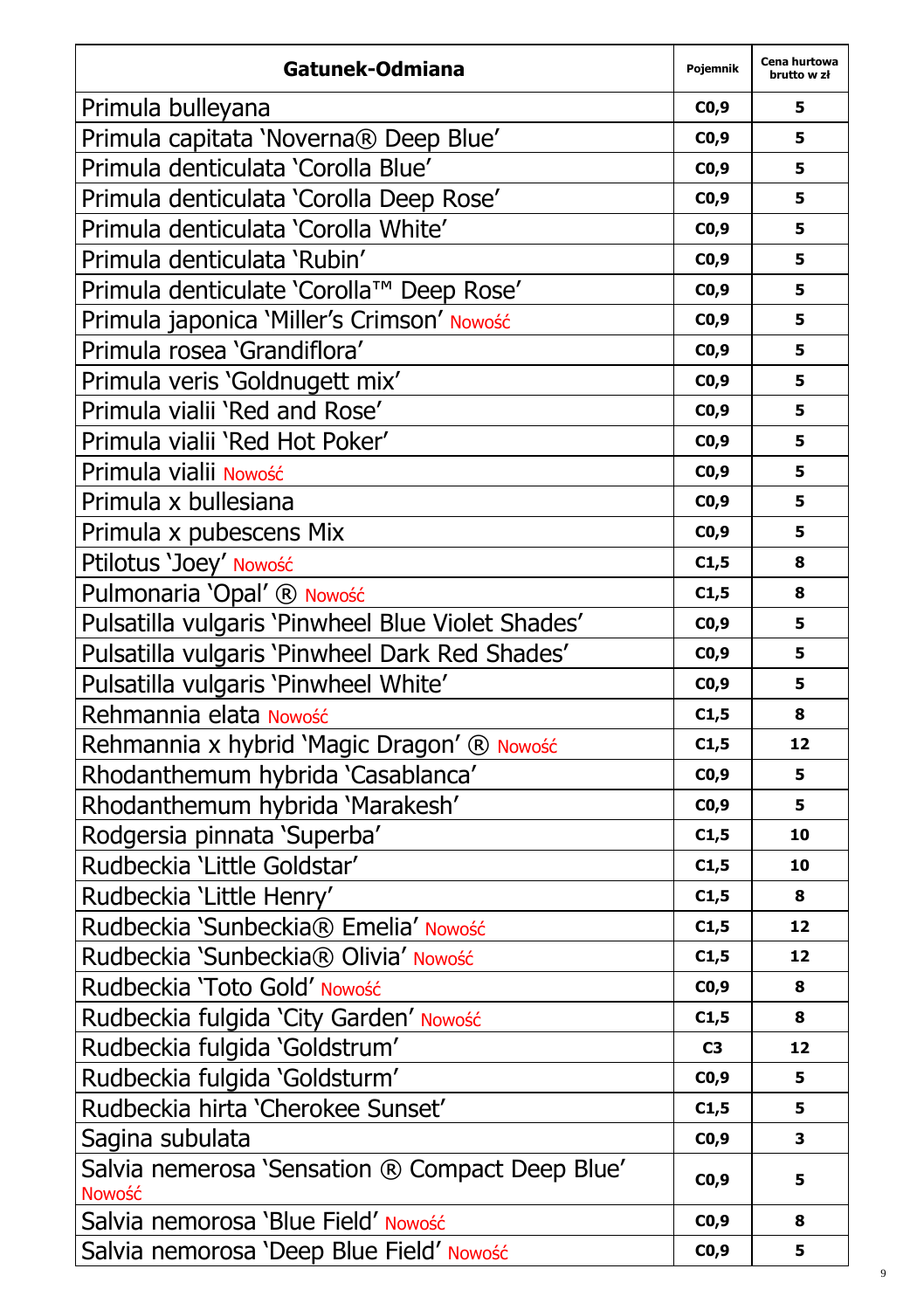| Gatunek-Odmiana | Pojemnik | Cena hurtowa brutto w zł |
|---|---|---|
| Primula bulleyana | C0,9 | 5 |
| Primula capitata 'Noverna® Deep Blue' | C0,9 | 5 |
| Primula denticulata 'Corolla Blue' | C0,9 | 5 |
| Primula denticulata 'Corolla Deep Rose' | C0,9 | 5 |
| Primula denticulata 'Corolla White' | C0,9 | 5 |
| Primula denticulata 'Rubin' | C0,9 | 5 |
| Primula denticulate 'Corolla™ Deep Rose' | C0,9 | 5 |
| Primula japonica 'Miller's Crimson' Nowość | C0,9 | 5 |
| Primula rosea 'Grandiflora' | C0,9 | 5 |
| Primula veris 'Goldnugett mix' | C0,9 | 5 |
| Primula vialii 'Red and Rose' | C0,9 | 5 |
| Primula vialii 'Red Hot Poker' | C0,9 | 5 |
| Primula vialii Nowość | C0,9 | 5 |
| Primula x bullesiana | C0,9 | 5 |
| Primula x pubescens Mix | C0,9 | 5 |
| Ptilotus 'Joey' Nowość | C1,5 | 8 |
| Pulmonaria 'Opal' ® Nowość | C1,5 | 8 |
| Pulsatilla vulgaris 'Pinwheel Blue Violet Shades' | C0,9 | 5 |
| Pulsatilla vulgaris 'Pinwheel Dark Red Shades' | C0,9 | 5 |
| Pulsatilla vulgaris 'Pinwheel White' | C0,9 | 5 |
| Rehmannia elata Nowość | C1,5 | 8 |
| Rehmannia x hybrid 'Magic Dragon' ® Nowość | C1,5 | 12 |
| Rhodanthemum hybrida 'Casablanca' | C0,9 | 5 |
| Rhodanthemum hybrida 'Marakesh' | C0,9 | 5 |
| Rodgersia pinnata 'Superba' | C1,5 | 10 |
| Rudbeckia 'Little Goldstar' | C1,5 | 10 |
| Rudbeckia 'Little Henry' | C1,5 | 8 |
| Rudbeckia 'Sunbeckia® Emelia' Nowość | C1,5 | 12 |
| Rudbeckia 'Sunbeckia® Olivia' Nowość | C1,5 | 12 |
| Rudbeckia 'Toto Gold' Nowość | C0,9 | 8 |
| Rudbeckia fulgida 'City Garden' Nowość | C1,5 | 8 |
| Rudbeckia fulgida 'Goldstrum' | C3 | 12 |
| Rudbeckia fulgida 'Goldsturm' | C0,9 | 5 |
| Rudbeckia hirta 'Cherokee Sunset' | C1,5 | 5 |
| Sagina subulata | C0,9 | 3 |
| Salvia nemerosa 'Sensation ® Compact Deep Blue' Nowość | C0,9 | 5 |
| Salvia nemorosa 'Blue Field' Nowość | C0,9 | 8 |
| Salvia nemorosa 'Deep Blue Field' Nowość | C0,9 | 5 |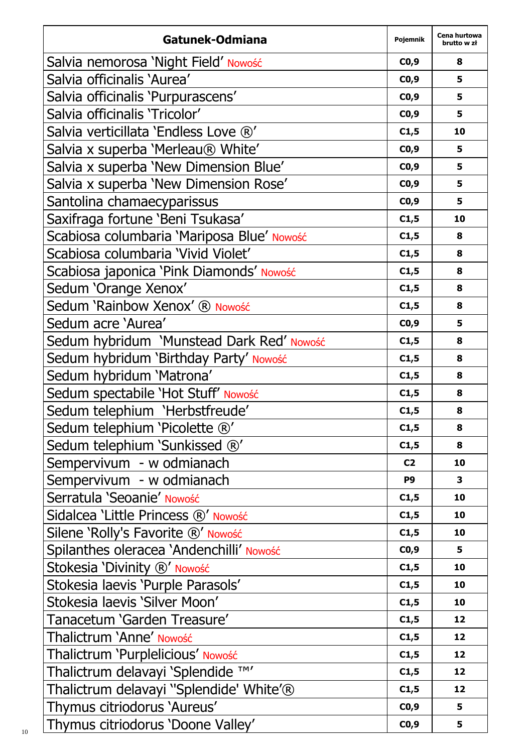| Gatunek-Odmiana | Pojemnik | Cena hurtowa brutto w zł |
|---|---|---|
| Salvia nemorosa 'Night Field' Nowość | C0,9 | 8 |
| Salvia officinalis 'Aurea' | C0,9 | 5 |
| Salvia officinalis 'Purpurascens' | C0,9 | 5 |
| Salvia officinalis 'Tricolor' | C0,9 | 5 |
| Salvia verticillata 'Endless Love ®' | C1,5 | 10 |
| Salvia x superba 'Merleau® White' | C0,9 | 5 |
| Salvia x superba 'New Dimension Blue' | C0,9 | 5 |
| Salvia x superba 'New Dimension Rose' | C0,9 | 5 |
| Santolina chamaecyparissus | C0,9 | 5 |
| Saxifraga fortune 'Beni Tsukasa' | C1,5 | 10 |
| Scabiosa columbaria 'Mariposa Blue' Nowość | C1,5 | 8 |
| Scabiosa columbaria 'Vivid Violet' | C1,5 | 8 |
| Scabiosa japonica 'Pink Diamonds' Nowość | C1,5 | 8 |
| Sedum 'Orange Xenox' | C1,5 | 8 |
| Sedum 'Rainbow Xenox' ® Nowość | C1,5 | 8 |
| Sedum acre 'Aurea' | C0,9 | 5 |
| Sedum hybridum 'Munstead Dark Red' Nowość | C1,5 | 8 |
| Sedum hybridum 'Birthday Party' Nowość | C1,5 | 8 |
| Sedum hybridum 'Matrona' | C1,5 | 8 |
| Sedum spectabile 'Hot Stuff' Nowość | C1,5 | 8 |
| Sedum telephium 'Herbstfreude' | C1,5 | 8 |
| Sedum telephium 'Picolette ®' | C1,5 | 8 |
| Sedum telephium 'Sunkissed ®' | C1,5 | 8 |
| Sempervivum - w odmianach | C2 | 10 |
| Sempervivum - w odmianach | P9 | 3 |
| Serratula 'Seoanie' Nowość | C1,5 | 10 |
| Sidalcea 'Little Princess ®' Nowość | C1,5 | 10 |
| Silene 'Rolly's Favorite ®' Nowość | C1,5 | 10 |
| Spilanthes oleracea 'Andenchilli' Nowość | C0,9 | 5 |
| Stokesia 'Divinity ®' Nowość | C1,5 | 10 |
| Stokesia laevis 'Purple Parasols' | C1,5 | 10 |
| Stokesia laevis 'Silver Moon' | C1,5 | 10 |
| Tanacetum 'Garden Treasure' | C1,5 | 12 |
| Thalictrum 'Anne' Nowość | C1,5 | 12 |
| Thalictrum 'Purplelicious' Nowość | C1,5 | 12 |
| Thalictrum delavayi 'Splendide ™' | C1,5 | 12 |
| Thalictrum delavayi ''Splendide' White'® | C1,5 | 12 |
| Thymus citriodorus 'Aureus' | C0,9 | 5 |
| Thymus citriodorus 'Doone Valley' | C0,9 | 5 |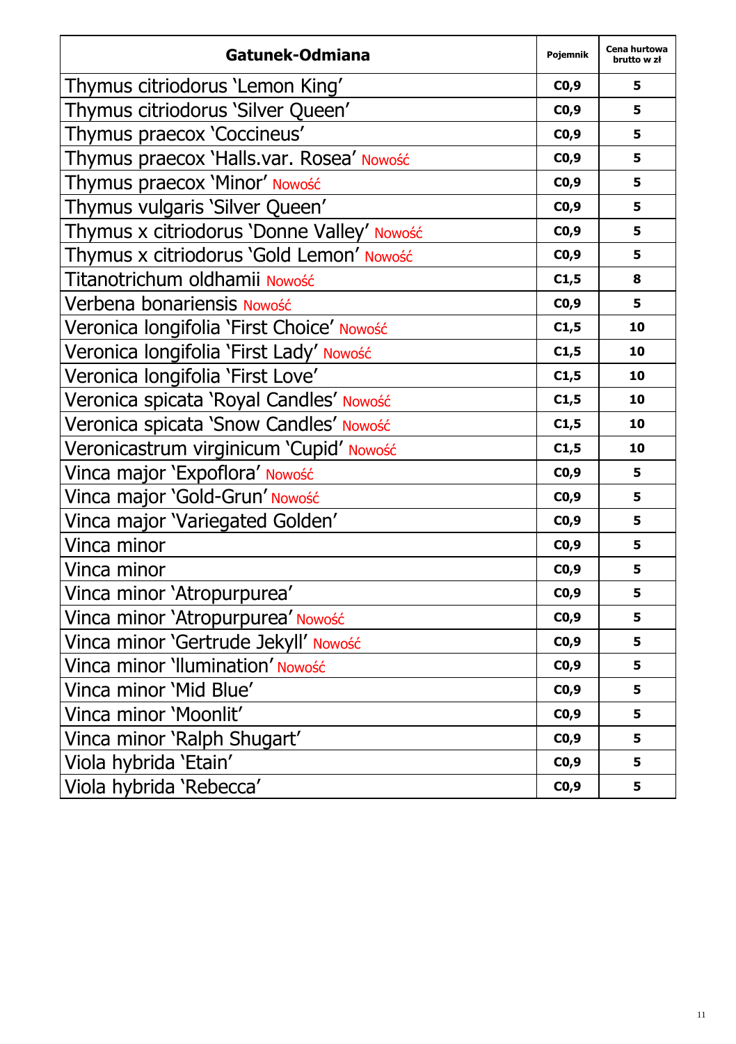| Gatunek-Odmiana | Pojemnik | Cena hurtowa brutto w zł |
|---|---|---|
| Thymus citriodorus 'Lemon King' | C0,9 | 5 |
| Thymus citriodorus 'Silver Queen' | C0,9 | 5 |
| Thymus praecox 'Coccineus' | C0,9 | 5 |
| Thymus praecox 'Halls.var. Rosea' Nowość | C0,9 | 5 |
| Thymus praecox 'Minor' Nowość | C0,9 | 5 |
| Thymus vulgaris 'Silver Queen' | C0,9 | 5 |
| Thymus x citriodorus 'Donne Valley' Nowość | C0,9 | 5 |
| Thymus x citriodorus 'Gold Lemon' Nowość | C0,9 | 5 |
| Titanotrichum oldhamii Nowość | C1,5 | 8 |
| Verbena bonariensis Nowość | C0,9 | 5 |
| Veronica longifolia 'First Choice' Nowość | C1,5 | 10 |
| Veronica longifolia 'First Lady' Nowość | C1,5 | 10 |
| Veronica longifolia 'First Love' | C1,5 | 10 |
| Veronica spicata 'Royal Candles' Nowość | C1,5 | 10 |
| Veronica spicata 'Snow Candles' Nowość | C1,5 | 10 |
| Veronicastrum virginicum 'Cupid' Nowość | C1,5 | 10 |
| Vinca major 'Expoflora' Nowość | C0,9 | 5 |
| Vinca major 'Gold-Grun' Nowość | C0,9 | 5 |
| Vinca major 'Variegated Golden' | C0,9 | 5 |
| Vinca minor | C0,9 | 5 |
| Vinca minor | C0,9 | 5 |
| Vinca minor 'Atropurpurea' | C0,9 | 5 |
| Vinca minor 'Atropurpurea' Nowość | C0,9 | 5 |
| Vinca minor 'Gertrude Jekyll' Nowość | C0,9 | 5 |
| Vinca minor 'llumination' Nowość | C0,9 | 5 |
| Vinca minor 'Mid Blue' | C0,9 | 5 |
| Vinca minor 'Moonlit' | C0,9 | 5 |
| Vinca minor 'Ralph Shugart' | C0,9 | 5 |
| Viola hybrida 'Etain' | C0,9 | 5 |
| Viola hybrida 'Rebecca' | C0,9 | 5 |